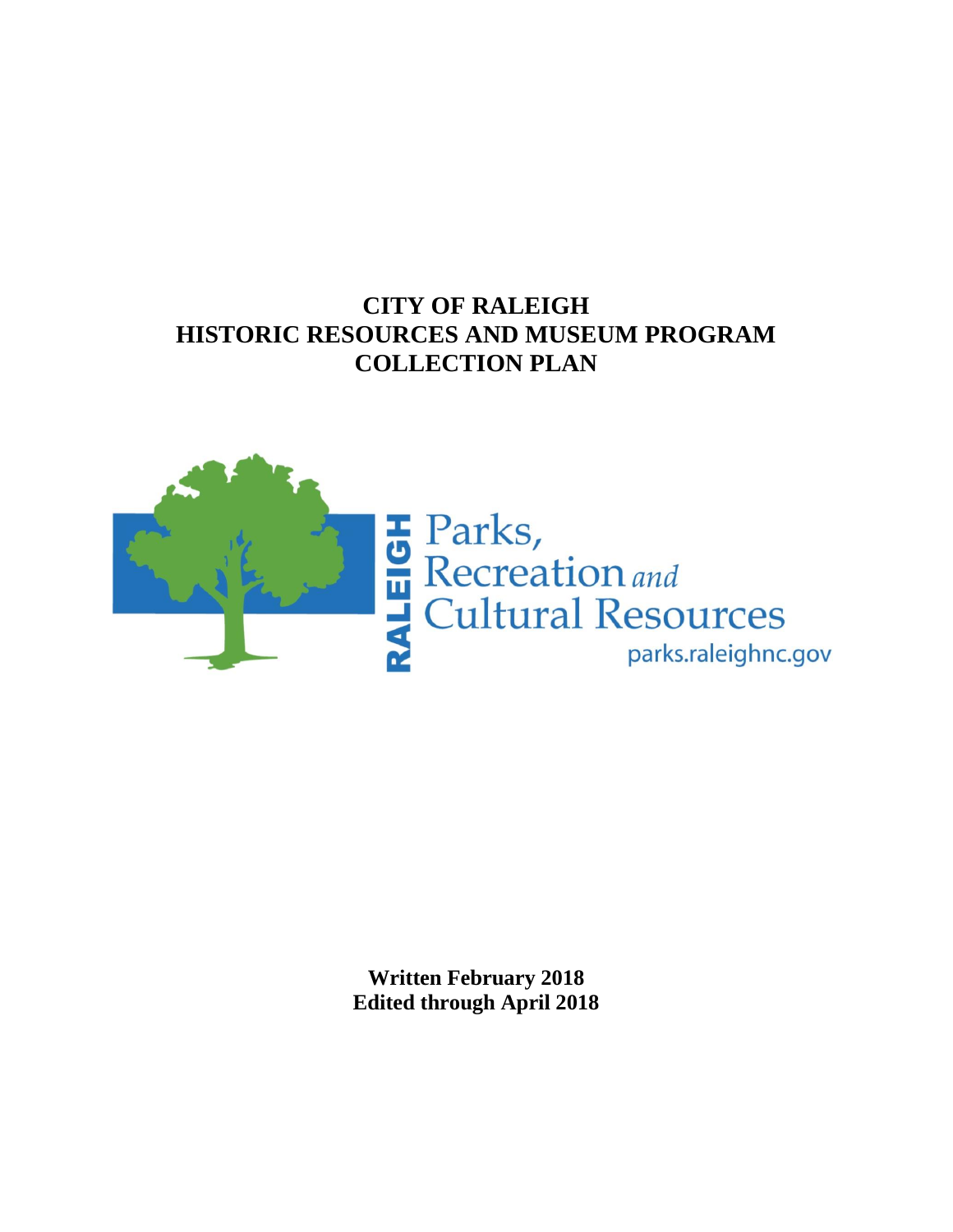# CITY OF RALEIGH
# HISTORIC RESOURCES AND MUSEUM PROGRAM
# COLLECTION PLAN

RALEIGH Parks, Recreation *and* Cultural Resources
parks.raleighnc.gov

**Written February 2018**
**Edited through April 2018**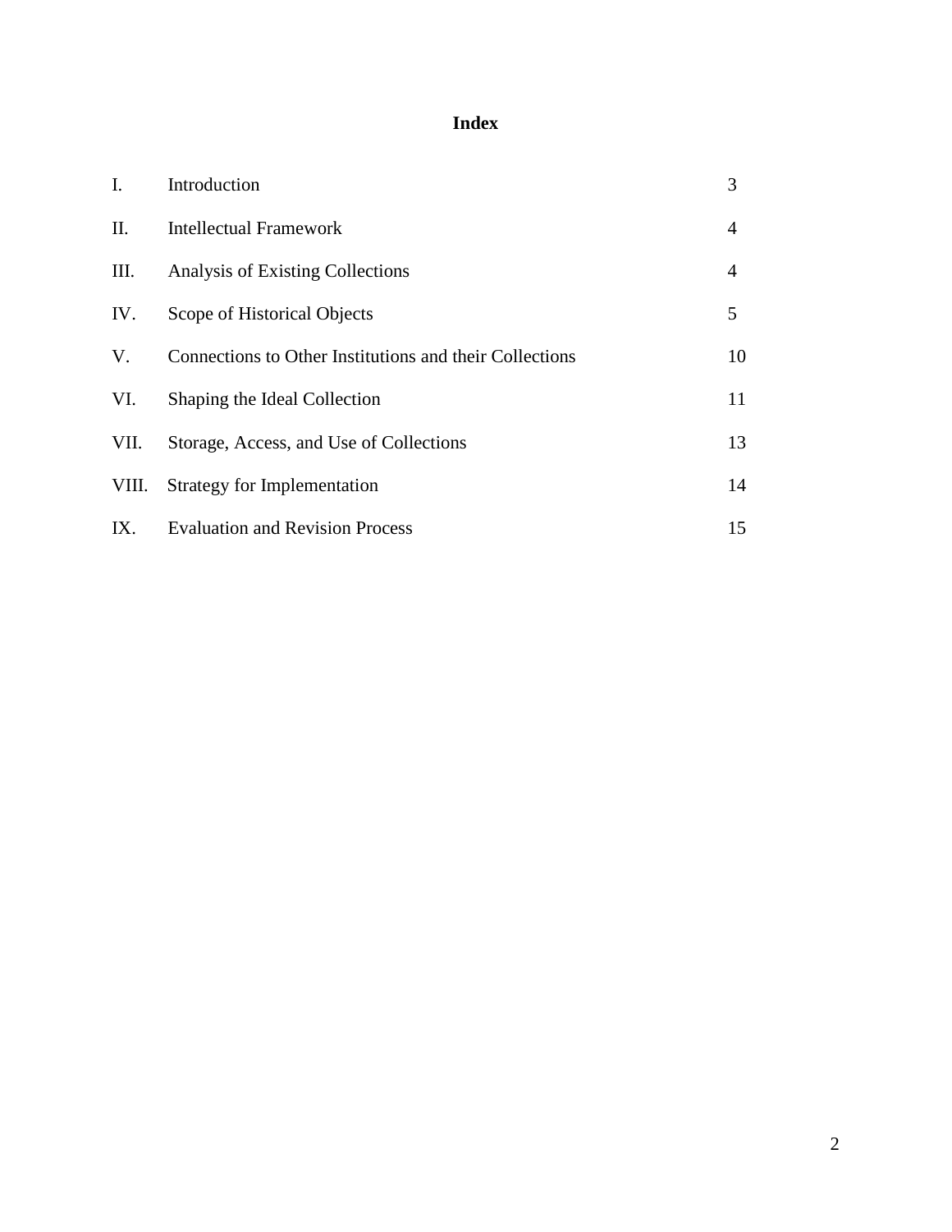# Index

| | | |
|---|---|---|
| I. | Introduction | 3 |
| II. | Intellectual Framework | 4 |
| III. | Analysis of Existing Collections | 4 |
| IV. | Scope of Historical Objects | 5 |
| V. | Connections to Other Institutions and their Collections | 10 |
| VI. | Shaping the Ideal Collection | 11 |
| VII. | Storage, Access, and Use of Collections | 13 |
| VIII. | Strategy for Implementation | 14 |
| IX. | Evaluation and Revision Process | 15 |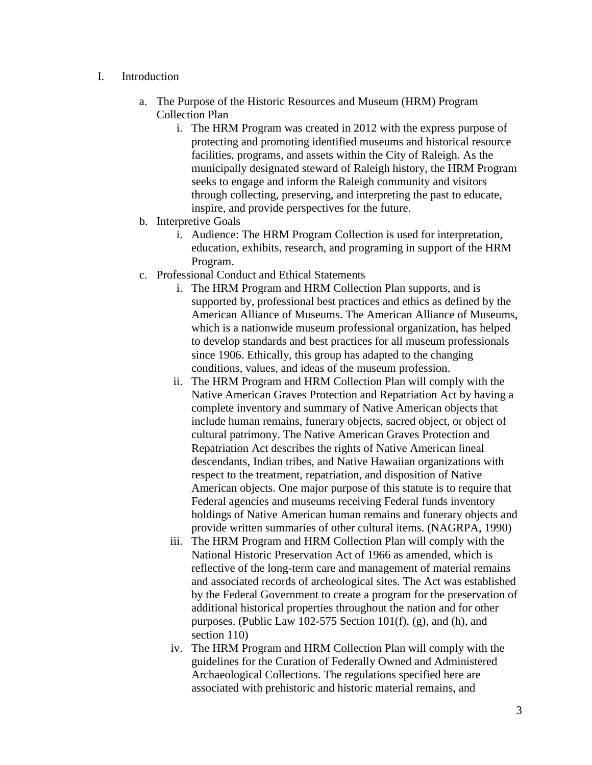I. Introduction

   a. The Purpose of the Historic Resources and Museum (HRM) Program Collection Plan

      i. The HRM Program was created in 2012 with the express purpose of protecting and promoting identified museums and historical resource facilities, programs, and assets within the City of Raleigh. As the municipally designated steward of Raleigh history, the HRM Program seeks to engage and inform the Raleigh community and visitors through collecting, preserving, and interpreting the past to educate, inspire, and provide perspectives for the future.

   b. Interpretive Goals

      i. Audience: The HRM Program Collection is used for interpretation, education, exhibits, research, and programing in support of the HRM Program.

   c. Professional Conduct and Ethical Statements

      i. The HRM Program and HRM Collection Plan supports, and is supported by, professional best practices and ethics as defined by the American Alliance of Museums. The American Alliance of Museums, which is a nationwide museum professional organization, has helped to develop standards and best practices for all museum professionals since 1906. Ethically, this group has adapted to the changing conditions, values, and ideas of the museum profession.

      ii. The HRM Program and HRM Collection Plan will comply with the Native American Graves Protection and Repatriation Act by having a complete inventory and summary of Native American objects that include human remains, funerary objects, sacred object, or object of cultural patrimony. The Native American Graves Protection and Repatriation Act describes the rights of Native American lineal descendants, Indian tribes, and Native Hawaiian organizations with respect to the treatment, repatriation, and disposition of Native American objects. One major purpose of this statute is to require that Federal agencies and museums receiving Federal funds inventory holdings of Native American human remains and funerary objects and provide written summaries of other cultural items. (NAGRPA, 1990)

      iii. The HRM Program and HRM Collection Plan will comply with the National Historic Preservation Act of 1966 as amended, which is reflective of the long-term care and management of material remains and associated records of archeological sites. The Act was established by the Federal Government to create a program for the preservation of additional historical properties throughout the nation and for other purposes. (Public Law 102-575 Section 101(f), (g), and (h), and section 110)

      iv. The HRM Program and HRM Collection Plan will comply with the guidelines for the Curation of Federally Owned and Administered Archaeological Collections. The regulations specified here are associated with prehistoric and historic material remains, and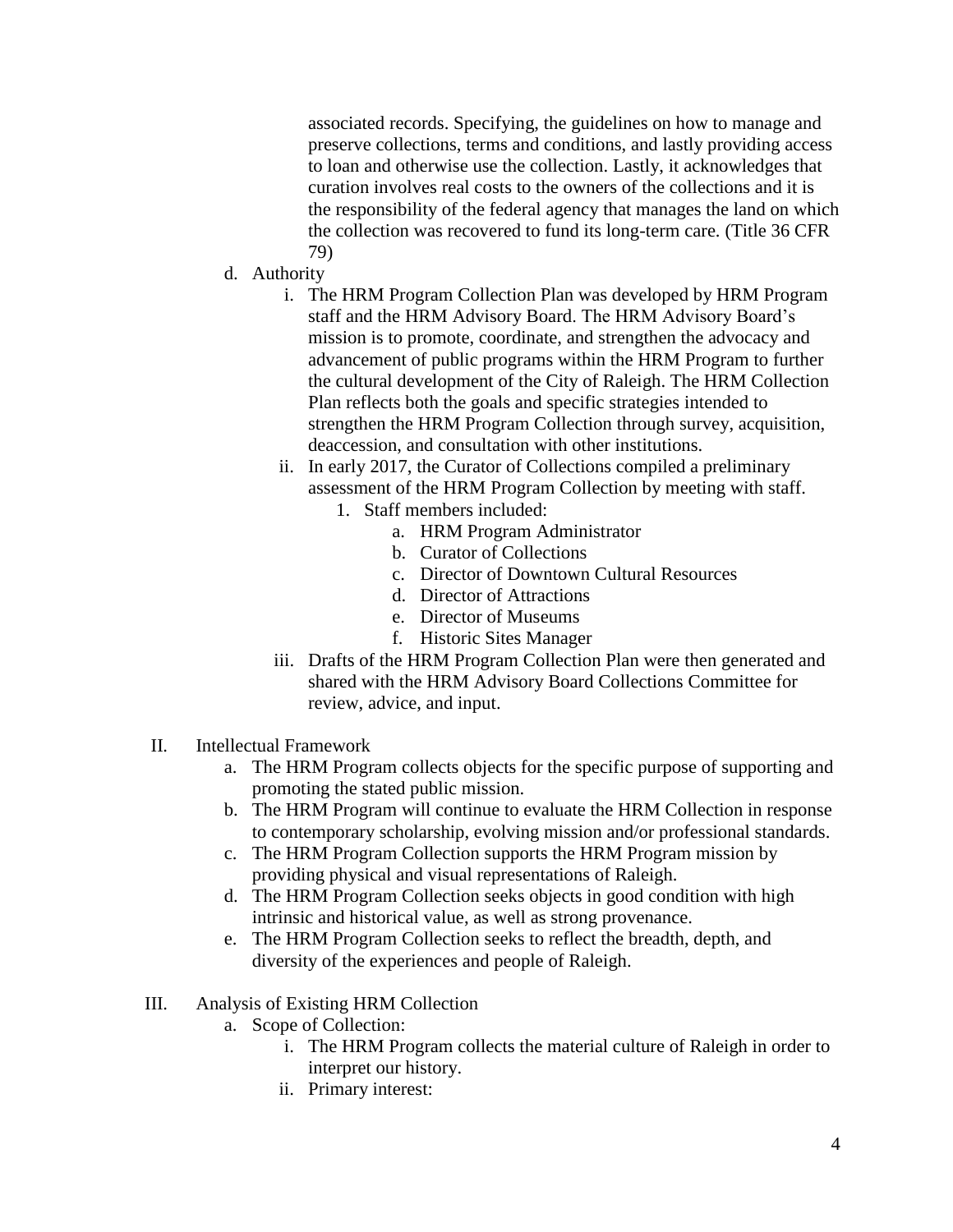associated records. Specifying, the guidelines on how to manage and preserve collections, terms and conditions, and lastly providing access to loan and otherwise use the collection. Lastly, it acknowledges that curation involves real costs to the owners of the collections and it is the responsibility of the federal agency that manages the land on which the collection was recovered to fund its long-term care. (Title 36 CFR 79)

d. Authority
   i. The HRM Program Collection Plan was developed by HRM Program staff and the HRM Advisory Board. The HRM Advisory Board's mission is to promote, coordinate, and strengthen the advocacy and advancement of public programs within the HRM Program to further the cultural development of the City of Raleigh. The HRM Collection Plan reflects both the goals and specific strategies intended to strengthen the HRM Program Collection through survey, acquisition, deaccession, and consultation with other institutions.
   ii. In early 2017, the Curator of Collections compiled a preliminary assessment of the HRM Program Collection by meeting with staff.
      1. Staff members included:
         a. HRM Program Administrator
         b. Curator of Collections
         c. Director of Downtown Cultural Resources
         d. Director of Attractions
         e. Director of Museums
         f. Historic Sites Manager
   iii. Drafts of the HRM Program Collection Plan were then generated and shared with the HRM Advisory Board Collections Committee for review, advice, and input.

II. Intellectual Framework
   a. The HRM Program collects objects for the specific purpose of supporting and promoting the stated public mission.
   b. The HRM Program will continue to evaluate the HRM Collection in response to contemporary scholarship, evolving mission and/or professional standards.
   c. The HRM Program Collection supports the HRM Program mission by providing physical and visual representations of Raleigh.
   d. The HRM Program Collection seeks objects in good condition with high intrinsic and historical value, as well as strong provenance.
   e. The HRM Program Collection seeks to reflect the breadth, depth, and diversity of the experiences and people of Raleigh.

III. Analysis of Existing HRM Collection
   a. Scope of Collection:
      i. The HRM Program collects the material culture of Raleigh in order to interpret our history.
      ii. Primary interest: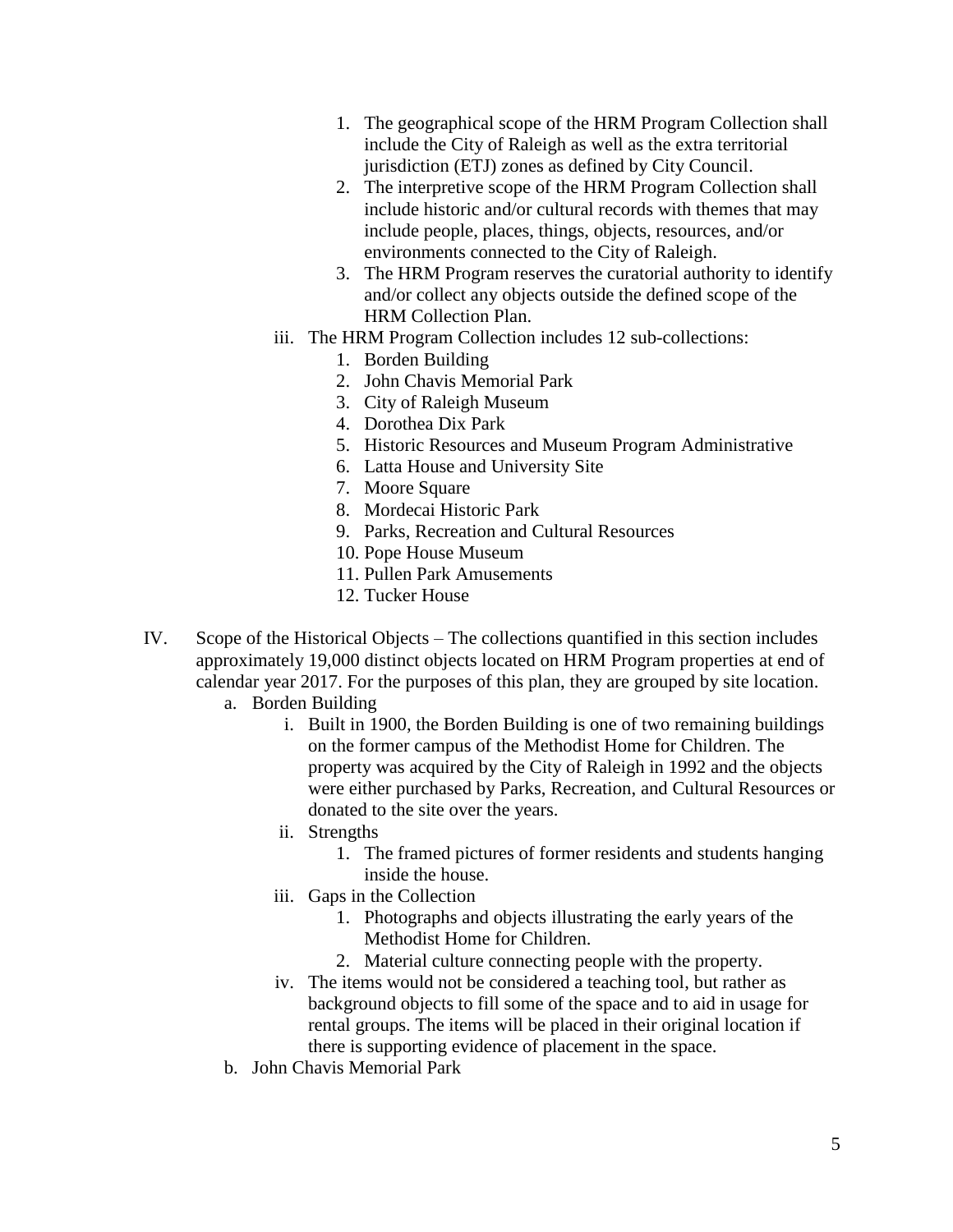1. The geographical scope of the HRM Program Collection shall include the City of Raleigh as well as the extra territorial jurisdiction (ETJ) zones as defined by City Council.
2. The interpretive scope of the HRM Program Collection shall include historic and/or cultural records with themes that may include people, places, things, objects, resources, and/or environments connected to the City of Raleigh.
3. The HRM Program reserves the curatorial authority to identify and/or collect any objects outside the defined scope of the HRM Collection Plan.

iii. The HRM Program Collection includes 12 sub-collections:

1. Borden Building
2. John Chavis Memorial Park
3. City of Raleigh Museum
4. Dorothea Dix Park
5. Historic Resources and Museum Program Administrative
6. Latta House and University Site
7. Moore Square
8. Mordecai Historic Park
9. Parks, Recreation and Cultural Resources
10. Pope House Museum
11. Pullen Park Amusements
12. Tucker House

IV. Scope of the Historical Objects – The collections quantified in this section includes approximately 19,000 distinct objects located on HRM Program properties at end of calendar year 2017. For the purposes of this plan, they are grouped by site location.

a. Borden Building

i. Built in 1900, the Borden Building is one of two remaining buildings on the former campus of the Methodist Home for Children. The property was acquired by the City of Raleigh in 1992 and the objects were either purchased by Parks, Recreation, and Cultural Resources or donated to the site over the years.

ii. Strengths

1. The framed pictures of former residents and students hanging inside the house.

iii. Gaps in the Collection

1. Photographs and objects illustrating the early years of the Methodist Home for Children.
2. Material culture connecting people with the property.

iv. The items would not be considered a teaching tool, but rather as background objects to fill some of the space and to aid in usage for rental groups. The items will be placed in their original location if there is supporting evidence of placement in the space.

b. John Chavis Memorial Park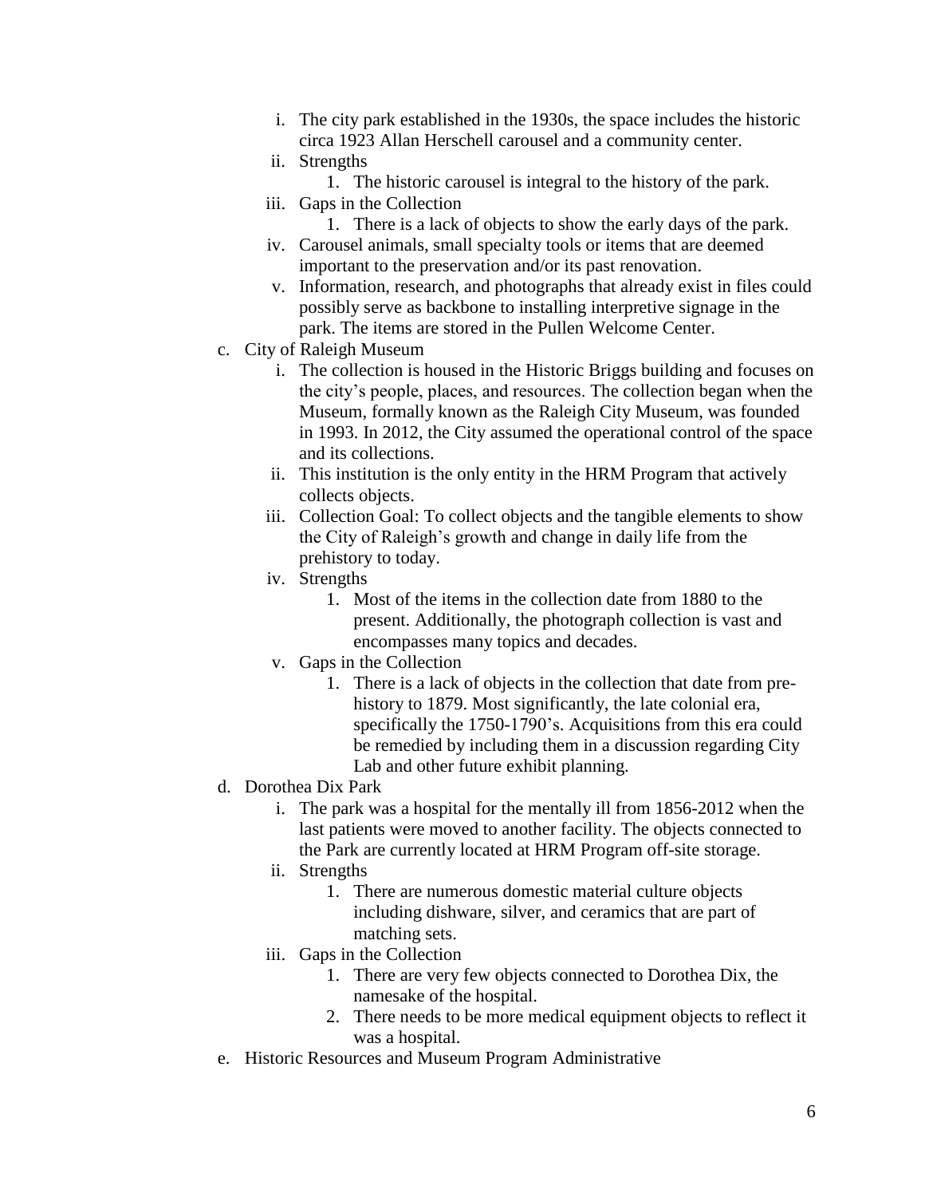i. The city park established in the 1930s, the space includes the historic circa 1923 Allan Herschell carousel and a community center.
ii. Strengths
    1. The historic carousel is integral to the history of the park.
iii. Gaps in the Collection
    1. There is a lack of objects to show the early days of the park.
iv. Carousel animals, small specialty tools or items that are deemed important to the preservation and/or its past renovation.
v. Information, research, and photographs that already exist in files could possibly serve as backbone to installing interpretive signage in the park. The items are stored in the Pullen Welcome Center.

c. City of Raleigh Museum
    i. The collection is housed in the Historic Briggs building and focuses on the city's people, places, and resources. The collection began when the Museum, formally known as the Raleigh City Museum, was founded in 1993. In 2012, the City assumed the operational control of the space and its collections.
    ii. This institution is the only entity in the HRM Program that actively collects objects.
    iii. Collection Goal: To collect objects and the tangible elements to show the City of Raleigh's growth and change in daily life from the prehistory to today.
    iv. Strengths
        1. Most of the items in the collection date from 1880 to the present. Additionally, the photograph collection is vast and encompasses many topics and decades.
    v. Gaps in the Collection
        1. There is a lack of objects in the collection that date from pre-history to 1879. Most significantly, the late colonial era, specifically the 1750-1790's. Acquisitions from this era could be remedied by including them in a discussion regarding City Lab and other future exhibit planning.

d. Dorothea Dix Park
    i. The park was a hospital for the mentally ill from 1856-2012 when the last patients were moved to another facility. The objects connected to the Park are currently located at HRM Program off-site storage.
    ii. Strengths
        1. There are numerous domestic material culture objects including dishware, silver, and ceramics that are part of matching sets.
    iii. Gaps in the Collection
        1. There are very few objects connected to Dorothea Dix, the namesake of the hospital.
        2. There needs to be more medical equipment objects to reflect it was a hospital.

e. Historic Resources and Museum Program Administrative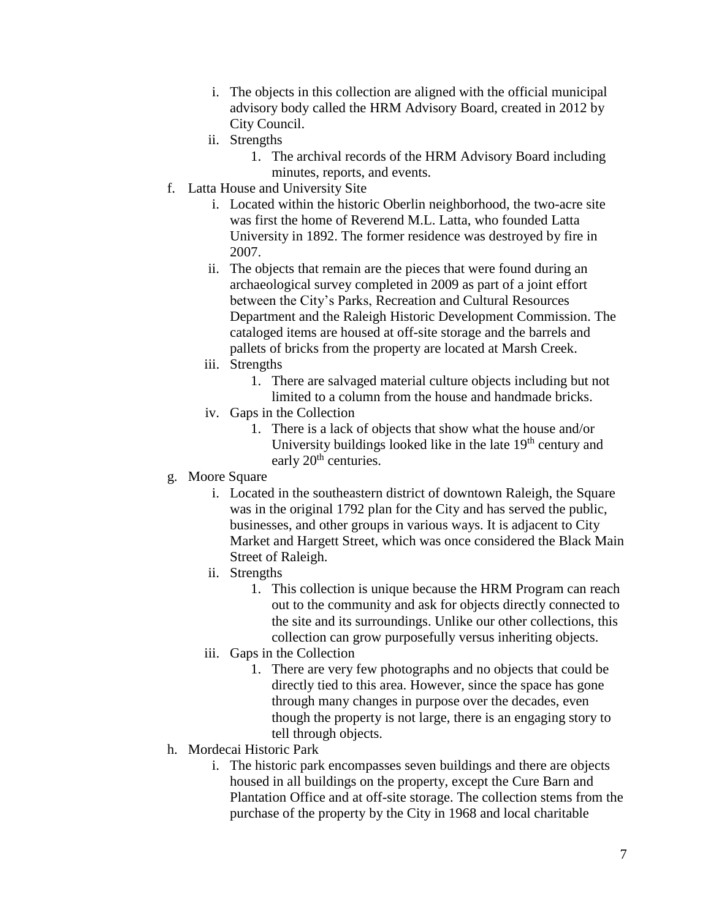i. The objects in this collection are aligned with the official municipal advisory body called the HRM Advisory Board, created in 2012 by City Council.
   ii. Strengths
      1. The archival records of the HRM Advisory Board including minutes, reports, and events.

f. Latta House and University Site
   i. Located within the historic Oberlin neighborhood, the two-acre site was first the home of Reverend M.L. Latta, who founded Latta University in 1892. The former residence was destroyed by fire in 2007.
   ii. The objects that remain are the pieces that were found during an archaeological survey completed in 2009 as part of a joint effort between the City's Parks, Recreation and Cultural Resources Department and the Raleigh Historic Development Commission. The cataloged items are housed at off-site storage and the barrels and pallets of bricks from the property are located at Marsh Creek.
   iii. Strengths
      1. There are salvaged material culture objects including but not limited to a column from the house and handmade bricks.
   iv. Gaps in the Collection
      1. There is a lack of objects that show what the house and/or University buildings looked like in the late 19th century and early 20th centuries.

g. Moore Square
   i. Located in the southeastern district of downtown Raleigh, the Square was in the original 1792 plan for the City and has served the public, businesses, and other groups in various ways. It is adjacent to City Market and Hargett Street, which was once considered the Black Main Street of Raleigh.
   ii. Strengths
      1. This collection is unique because the HRM Program can reach out to the community and ask for objects directly connected to the site and its surroundings. Unlike our other collections, this collection can grow purposefully versus inheriting objects.
   iii. Gaps in the Collection
      1. There are very few photographs and no objects that could be directly tied to this area. However, since the space has gone through many changes in purpose over the decades, even though the property is not large, there is an engaging story to tell through objects.

h. Mordecai Historic Park
   i. The historic park encompasses seven buildings and there are objects housed in all buildings on the property, except the Cure Barn and Plantation Office and at off-site storage. The collection stems from the purchase of the property by the City in 1968 and local charitable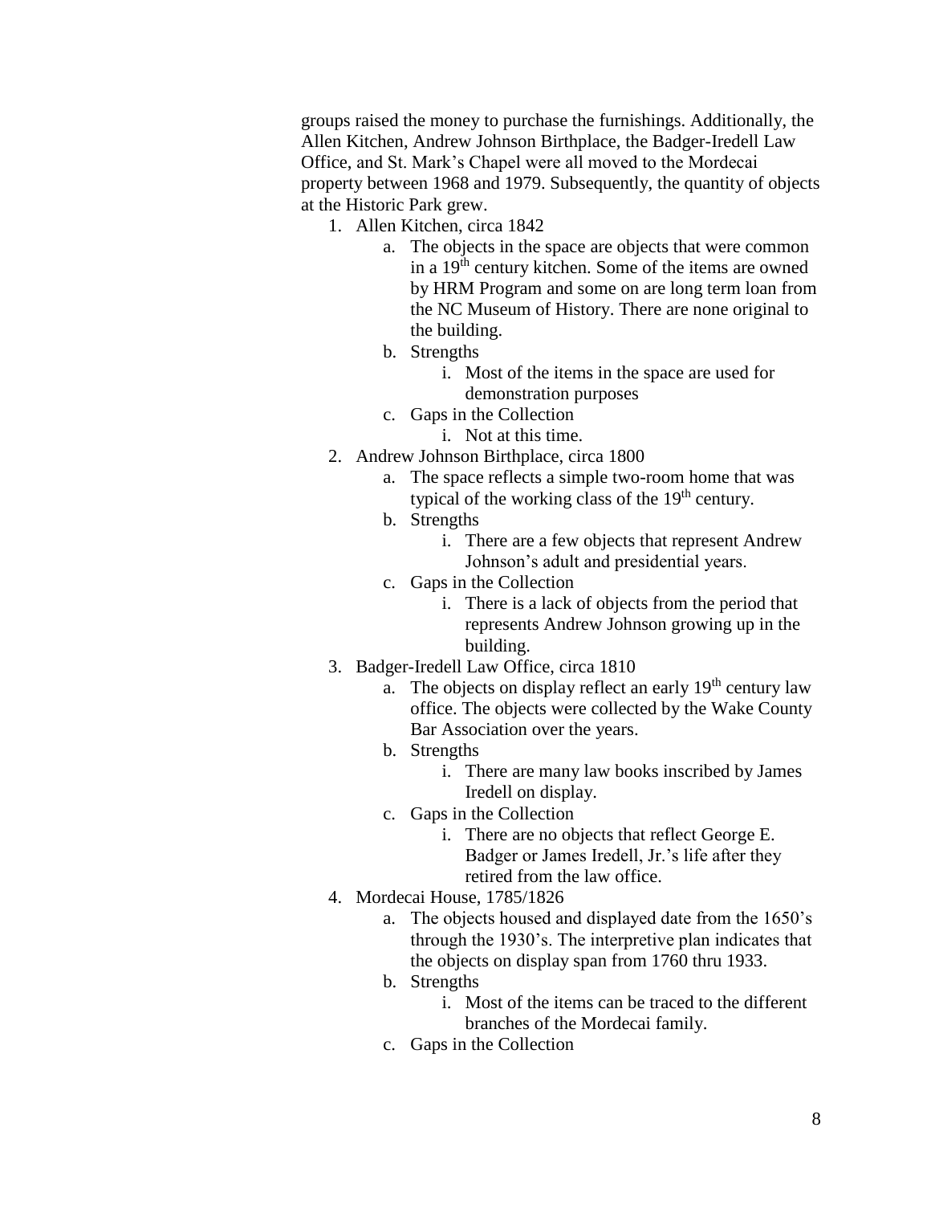groups raised the money to purchase the furnishings. Additionally, the Allen Kitchen, Andrew Johnson Birthplace, the Badger-Iredell Law Office, and St. Mark's Chapel were all moved to the Mordecai property between 1968 and 1979. Subsequently, the quantity of objects at the Historic Park grew.

1. Allen Kitchen, circa 1842
   a. The objects in the space are objects that were common in a 19th century kitchen. Some of the items are owned by HRM Program and some on are long term loan from the NC Museum of History. There are none original to the building.
   b. Strengths
      i. Most of the items in the space are used for demonstration purposes
   c. Gaps in the Collection
      i. Not at this time.
2. Andrew Johnson Birthplace, circa 1800
   a. The space reflects a simple two-room home that was typical of the working class of the 19th century.
   b. Strengths
      i. There are a few objects that represent Andrew Johnson's adult and presidential years.
   c. Gaps in the Collection
      i. There is a lack of objects from the period that represents Andrew Johnson growing up in the building.
3. Badger-Iredell Law Office, circa 1810
   a. The objects on display reflect an early 19th century law office. The objects were collected by the Wake County Bar Association over the years.
   b. Strengths
      i. There are many law books inscribed by James Iredell on display.
   c. Gaps in the Collection
      i. There are no objects that reflect George E. Badger or James Iredell, Jr.'s life after they retired from the law office.
4. Mordecai House, 1785/1826
   a. The objects housed and displayed date from the 1650's through the 1930's. The interpretive plan indicates that the objects on display span from 1760 thru 1933.
   b. Strengths
      i. Most of the items can be traced to the different branches of the Mordecai family.
   c. Gaps in the Collection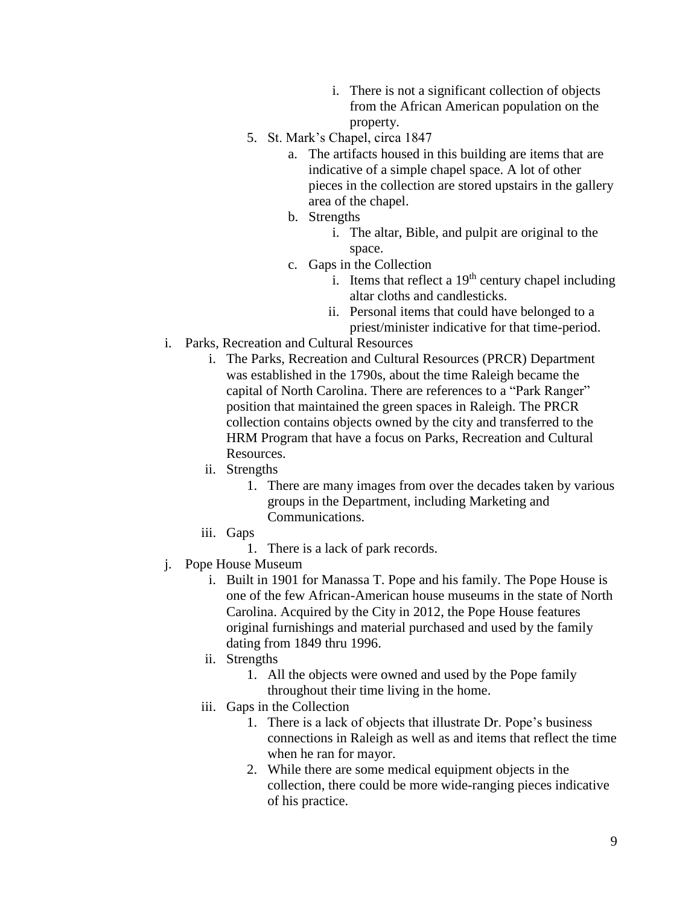i. There is not a significant collection of objects from the African American population on the property.

5. St. Mark's Chapel, circa 1847
    a. The artifacts housed in this building are items that are indicative of a simple chapel space. A lot of other pieces in the collection are stored upstairs in the gallery area of the chapel.
    b. Strengths
        i. The altar, Bible, and pulpit are original to the space.
    c. Gaps in the Collection
        i. Items that reflect a 19th century chapel including altar cloths and candlesticks.
        ii. Personal items that could have belonged to a priest/minister indicative for that time-period.

i. Parks, Recreation and Cultural Resources
    i. The Parks, Recreation and Cultural Resources (PRCR) Department was established in the 1790s, about the time Raleigh became the capital of North Carolina. There are references to a "Park Ranger" position that maintained the green spaces in Raleigh. The PRCR collection contains objects owned by the city and transferred to the HRM Program that have a focus on Parks, Recreation and Cultural Resources.
    ii. Strengths
        1. There are many images from over the decades taken by various groups in the Department, including Marketing and Communications.
    iii. Gaps
        1. There is a lack of park records.

j. Pope House Museum
    i. Built in 1901 for Manassa T. Pope and his family. The Pope House is one of the few African-American house museums in the state of North Carolina. Acquired by the City in 2012, the Pope House features original furnishings and material purchased and used by the family dating from 1849 thru 1996.
    ii. Strengths
        1. All the objects were owned and used by the Pope family throughout their time living in the home.
    iii. Gaps in the Collection
        1. There is a lack of objects that illustrate Dr. Pope's business connections in Raleigh as well as and items that reflect the time when he ran for mayor.
        2. While there are some medical equipment objects in the collection, there could be more wide-ranging pieces indicative of his practice.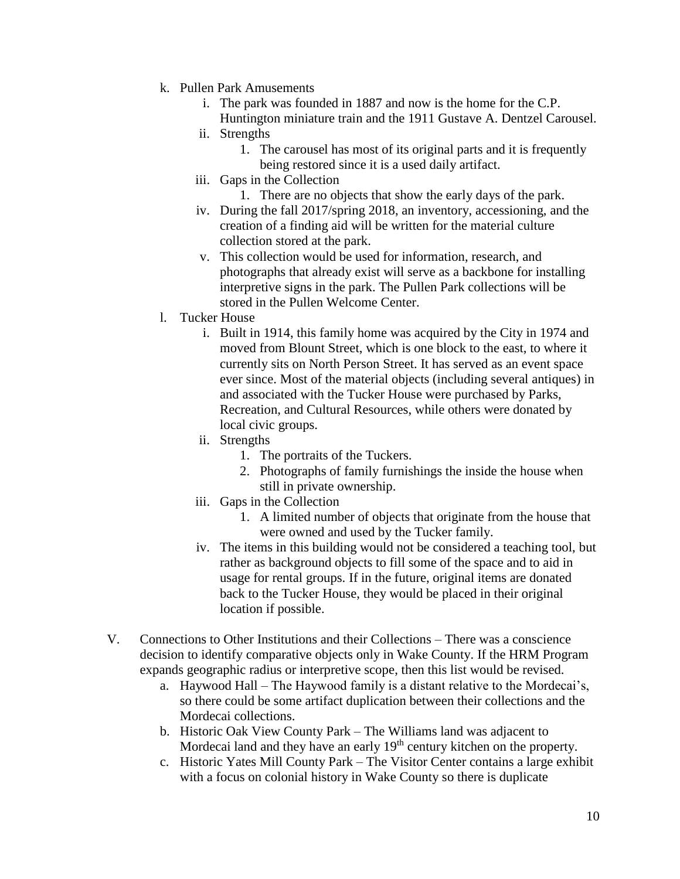k. Pullen Park Amusements
    i. The park was founded in 1887 and now is the home for the C.P. Huntington miniature train and the 1911 Gustave A. Dentzel Carousel.
    ii. Strengths
        1. The carousel has most of its original parts and it is frequently being restored since it is a used daily artifact.
    iii. Gaps in the Collection
        1. There are no objects that show the early days of the park.
    iv. During the fall 2017/spring 2018, an inventory, accessioning, and the creation of a finding aid will be written for the material culture collection stored at the park.
    v. This collection would be used for information, research, and photographs that already exist will serve as a backbone for installing interpretive signs in the park. The Pullen Park collections will be stored in the Pullen Welcome Center.

l. Tucker House
    i. Built in 1914, this family home was acquired by the City in 1974 and moved from Blount Street, which is one block to the east, to where it currently sits on North Person Street. It has served as an event space ever since. Most of the material objects (including several antiques) in and associated with the Tucker House were purchased by Parks, Recreation, and Cultural Resources, while others were donated by local civic groups.
    ii. Strengths
        1. The portraits of the Tuckers.
        2. Photographs of family furnishings the inside the house when still in private ownership.
    iii. Gaps in the Collection
        1. A limited number of objects that originate from the house that were owned and used by the Tucker family.
    iv. The items in this building would not be considered a teaching tool, but rather as background objects to fill some of the space and to aid in usage for rental groups. If in the future, original items are donated back to the Tucker House, they would be placed in their original location if possible.

V. Connections to Other Institutions and their Collections – There was a conscience decision to identify comparative objects only in Wake County. If the HRM Program expands geographic radius or interpretive scope, then this list would be revised.
    a. Haywood Hall – The Haywood family is a distant relative to the Mordecai's, so there could be some artifact duplication between their collections and the Mordecai collections.
    b. Historic Oak View County Park – The Williams land was adjacent to Mordecai land and they have an early 19th century kitchen on the property.
    c. Historic Yates Mill County Park – The Visitor Center contains a large exhibit with a focus on colonial history in Wake County so there is duplicate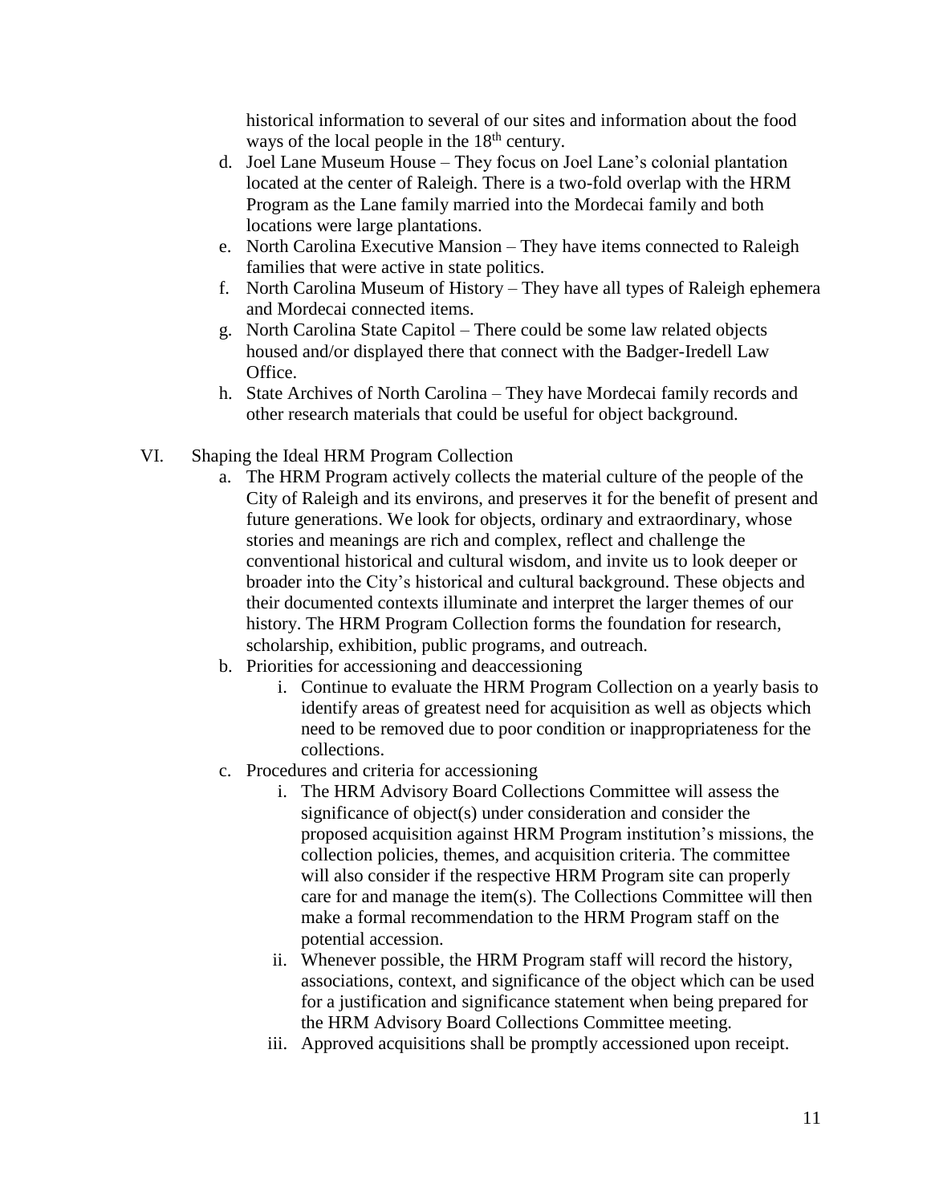historical information to several of our sites and information about the food ways of the local people in the 18th century.

d. Joel Lane Museum House – They focus on Joel Lane's colonial plantation located at the center of Raleigh. There is a two-fold overlap with the HRM Program as the Lane family married into the Mordecai family and both locations were large plantations.
e. North Carolina Executive Mansion – They have items connected to Raleigh families that were active in state politics.
f. North Carolina Museum of History – They have all types of Raleigh ephemera and Mordecai connected items.
g. North Carolina State Capitol – There could be some law related objects housed and/or displayed there that connect with the Badger-Iredell Law Office.
h. State Archives of North Carolina – They have Mordecai family records and other research materials that could be useful for object background.

VI. Shaping the Ideal HRM Program Collection

a. The HRM Program actively collects the material culture of the people of the City of Raleigh and its environs, and preserves it for the benefit of present and future generations. We look for objects, ordinary and extraordinary, whose stories and meanings are rich and complex, reflect and challenge the conventional historical and cultural wisdom, and invite us to look deeper or broader into the City's historical and cultural background. These objects and their documented contexts illuminate and interpret the larger themes of our history. The HRM Program Collection forms the foundation for research, scholarship, exhibition, public programs, and outreach.
b. Priorities for accessioning and deaccessioning
    i. Continue to evaluate the HRM Program Collection on a yearly basis to identify areas of greatest need for acquisition as well as objects which need to be removed due to poor condition or inappropriateness for the collections.
c. Procedures and criteria for accessioning
    i. The HRM Advisory Board Collections Committee will assess the significance of object(s) under consideration and consider the proposed acquisition against HRM Program institution's missions, the collection policies, themes, and acquisition criteria. The committee will also consider if the respective HRM Program site can properly care for and manage the item(s). The Collections Committee will then make a formal recommendation to the HRM Program staff on the potential accession.
    ii. Whenever possible, the HRM Program staff will record the history, associations, context, and significance of the object which can be used for a justification and significance statement when being prepared for the HRM Advisory Board Collections Committee meeting.
    iii. Approved acquisitions shall be promptly accessioned upon receipt.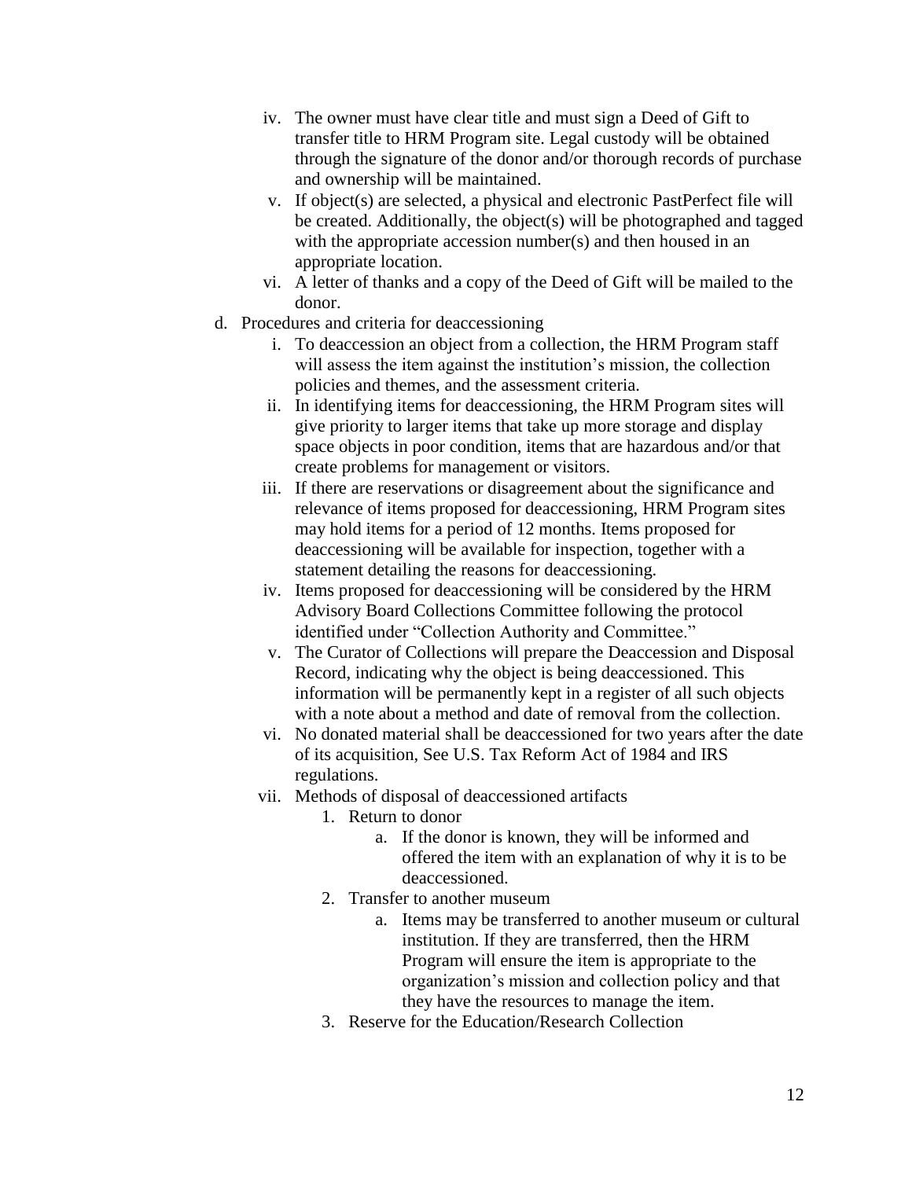iv. The owner must have clear title and must sign a Deed of Gift to transfer title to HRM Program site. Legal custody will be obtained through the signature of the donor and/or thorough records of purchase and ownership will be maintained.
  v. If object(s) are selected, a physical and electronic PastPerfect file will be created. Additionally, the object(s) will be photographed and tagged with the appropriate accession number(s) and then housed in an appropriate location.
  vi. A letter of thanks and a copy of the Deed of Gift will be mailed to the donor.

d. Procedures and criteria for deaccessioning
  i. To deaccession an object from a collection, the HRM Program staff will assess the item against the institution's mission, the collection policies and themes, and the assessment criteria.
  ii. In identifying items for deaccessioning, the HRM Program sites will give priority to larger items that take up more storage and display space objects in poor condition, items that are hazardous and/or that create problems for management or visitors.
  iii. If there are reservations or disagreement about the significance and relevance of items proposed for deaccessioning, HRM Program sites may hold items for a period of 12 months. Items proposed for deaccessioning will be available for inspection, together with a statement detailing the reasons for deaccessioning.
  iv. Items proposed for deaccessioning will be considered by the HRM Advisory Board Collections Committee following the protocol identified under "Collection Authority and Committee."
  v. The Curator of Collections will prepare the Deaccession and Disposal Record, indicating why the object is being deaccessioned. This information will be permanently kept in a register of all such objects with a note about a method and date of removal from the collection.
  vi. No donated material shall be deaccessioned for two years after the date of its acquisition, See U.S. Tax Reform Act of 1984 and IRS regulations.
  vii. Methods of disposal of deaccessioned artifacts
    1. Return to donor
      a. If the donor is known, they will be informed and offered the item with an explanation of why it is to be deaccessioned.
    2. Transfer to another museum
      a. Items may be transferred to another museum or cultural institution. If they are transferred, then the HRM Program will ensure the item is appropriate to the organization's mission and collection policy and that they have the resources to manage the item.
    3. Reserve for the Education/Research Collection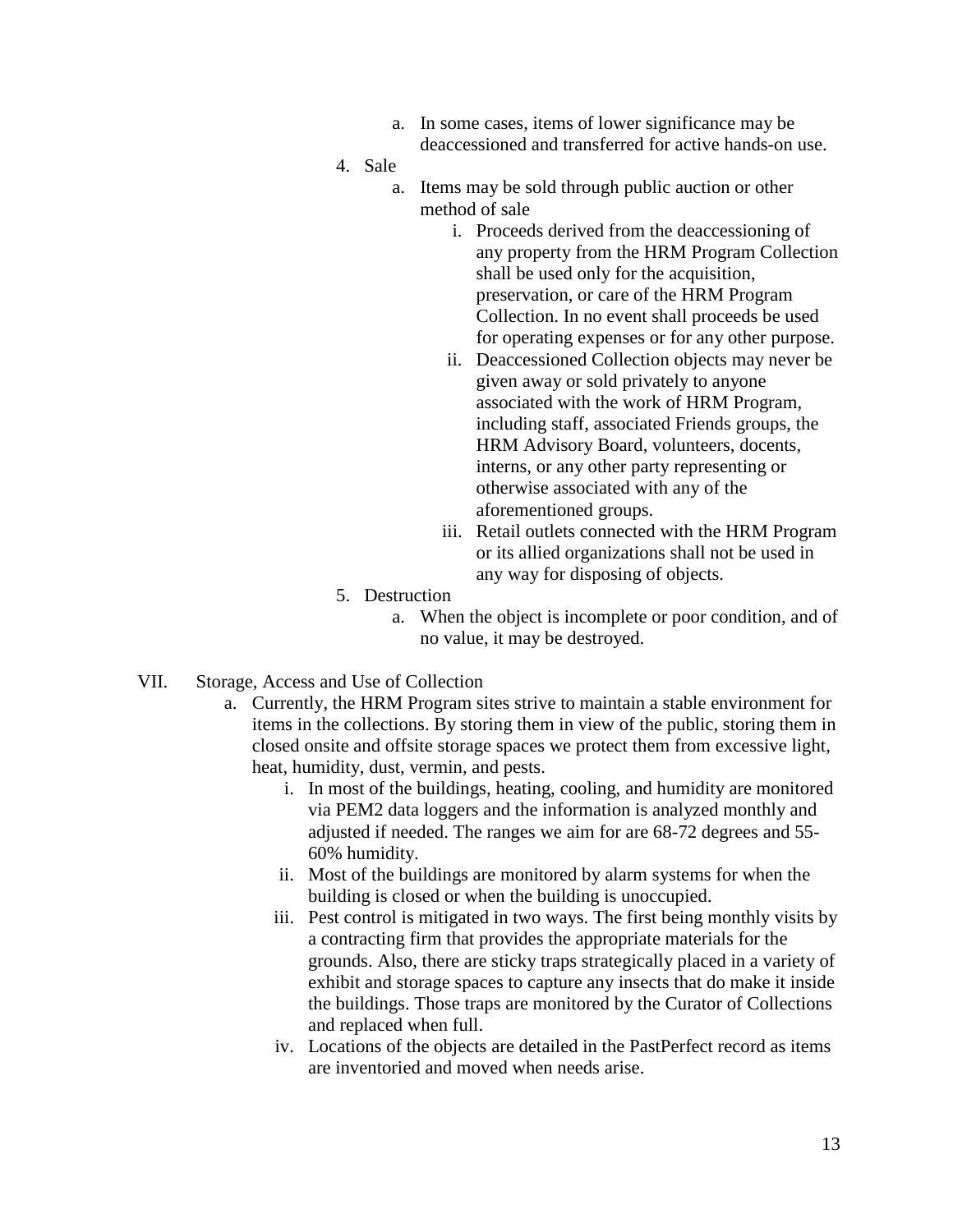a. In some cases, items of lower significance may be deaccessioned and transferred for active hands-on use.

4. Sale
   a. Items may be sold through public auction or other method of sale
      i. Proceeds derived from the deaccessioning of any property from the HRM Program Collection shall be used only for the acquisition, preservation, or care of the HRM Program Collection. In no event shall proceeds be used for operating expenses or for any other purpose.
      ii. Deaccessioned Collection objects may never be given away or sold privately to anyone associated with the work of HRM Program, including staff, associated Friends groups, the HRM Advisory Board, volunteers, docents, interns, or any other party representing or otherwise associated with any of the aforementioned groups.
      iii. Retail outlets connected with the HRM Program or its allied organizations shall not be used in any way for disposing of objects.
5. Destruction
   a. When the object is incomplete or poor condition, and of no value, it may be destroyed.

VII. Storage, Access and Use of Collection

a. Currently, the HRM Program sites strive to maintain a stable environment for items in the collections. By storing them in view of the public, storing them in closed onsite and offsite storage spaces we protect them from excessive light, heat, humidity, dust, vermin, and pests.
   i. In most of the buildings, heating, cooling, and humidity are monitored via PEM2 data loggers and the information is analyzed monthly and adjusted if needed. The ranges we aim for are 68-72 degrees and 55-60% humidity.
   ii. Most of the buildings are monitored by alarm systems for when the building is closed or when the building is unoccupied.
   iii. Pest control is mitigated in two ways. The first being monthly visits by a contracting firm that provides the appropriate materials for the grounds. Also, there are sticky traps strategically placed in a variety of exhibit and storage spaces to capture any insects that do make it inside the buildings. Those traps are monitored by the Curator of Collections and replaced when full.
   iv. Locations of the objects are detailed in the PastPerfect record as items are inventoried and moved when needs arise.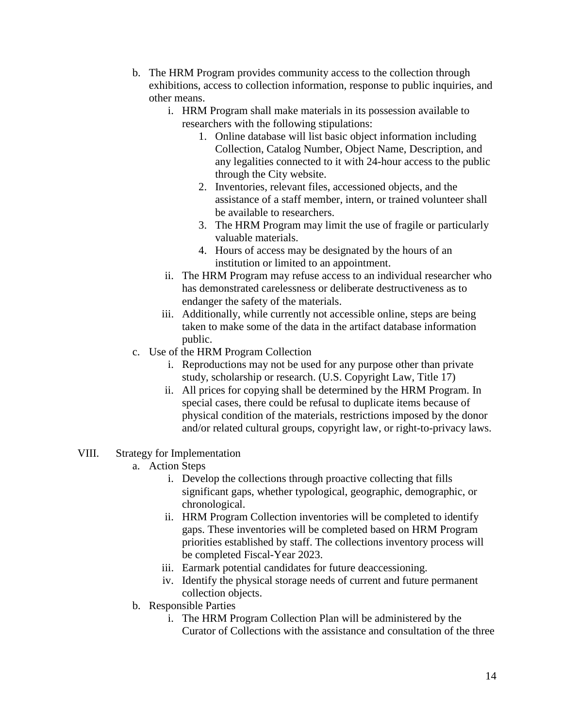b. The HRM Program provides community access to the collection through exhibitions, access to collection information, response to public inquiries, and other means.
    i. HRM Program shall make materials in its possession available to researchers with the following stipulations:
        1. Online database will list basic object information including Collection, Catalog Number, Object Name, Description, and any legalities connected to it with 24-hour access to the public through the City website.
        2. Inventories, relevant files, accessioned objects, and the assistance of a staff member, intern, or trained volunteer shall be available to researchers.
        3. The HRM Program may limit the use of fragile or particularly valuable materials.
        4. Hours of access may be designated by the hours of an institution or limited to an appointment.
    ii. The HRM Program may refuse access to an individual researcher who has demonstrated carelessness or deliberate destructiveness as to endanger the safety of the materials.
    iii. Additionally, while currently not accessible online, steps are being taken to make some of the data in the artifact database information public.
c. Use of the HRM Program Collection
    i. Reproductions may not be used for any purpose other than private study, scholarship or research. (U.S. Copyright Law, Title 17)
    ii. All prices for copying shall be determined by the HRM Program. In special cases, there could be refusal to duplicate items because of physical condition of the materials, restrictions imposed by the donor and/or related cultural groups, copyright law, or right-to-privacy laws.

VIII. Strategy for Implementation

a. Action Steps
    i. Develop the collections through proactive collecting that fills significant gaps, whether typological, geographic, demographic, or chronological.
    ii. HRM Program Collection inventories will be completed to identify gaps. These inventories will be completed based on HRM Program priorities established by staff. The collections inventory process will be completed Fiscal-Year 2023.
    iii. Earmark potential candidates for future deaccessioning.
    iv. Identify the physical storage needs of current and future permanent collection objects.
b. Responsible Parties
    i. The HRM Program Collection Plan will be administered by the Curator of Collections with the assistance and consultation of the three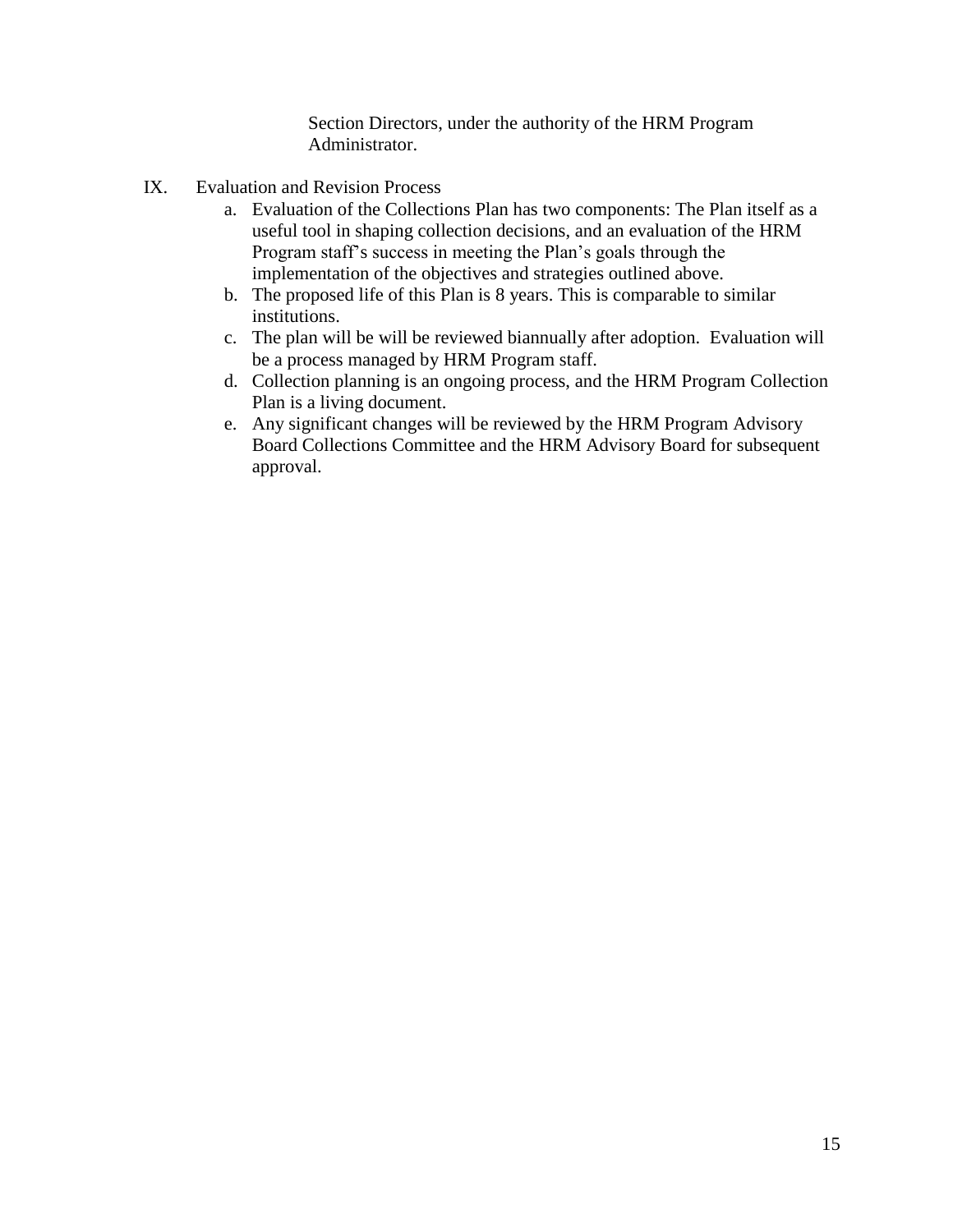Section Directors, under the authority of the HRM Program Administrator.

IX. Evaluation and Revision Process

a. Evaluation of the Collections Plan has two components: The Plan itself as a useful tool in shaping collection decisions, and an evaluation of the HRM Program staff's success in meeting the Plan's goals through the implementation of the objectives and strategies outlined above.
b. The proposed life of this Plan is 8 years. This is comparable to similar institutions.
c. The plan will be will be reviewed biannually after adoption. Evaluation will be a process managed by HRM Program staff.
d. Collection planning is an ongoing process, and the HRM Program Collection Plan is a living document.
e. Any significant changes will be reviewed by the HRM Program Advisory Board Collections Committee and the HRM Advisory Board for subsequent approval.